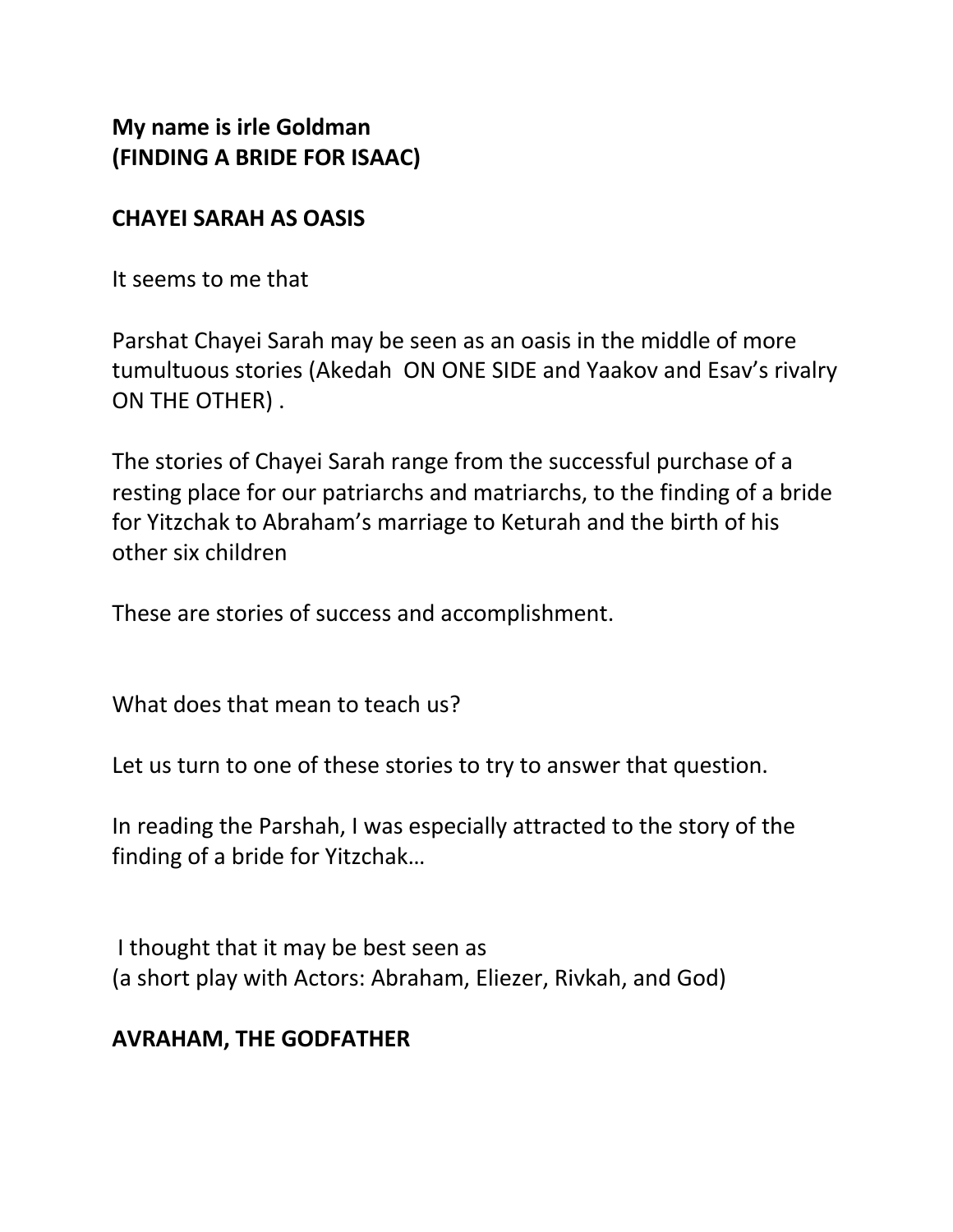**My name is irle Goldman**
**(FINDING A BRIDE FOR ISAAC)**

**CHAYEI SARAH AS OASIS**

It seems to me that

Parshat Chayei Sarah may be seen as an oasis in the middle of more tumultuous stories (Akedah ON ONE SIDE and Yaakov and Esav's rivalry ON THE OTHER) .

The stories of Chayei Sarah range from the successful purchase of a resting place for our patriarchs and matriarchs, to the finding of a bride for Yitzchak to Abraham's marriage to Keturah and the birth of his other six children

These are stories of success and accomplishment.

What does that mean to teach us?

Let us turn to one of these stories to try to answer that question.

In reading the Parshah, I was especially attracted to the story of the finding of a bride for Yitzchak…

I thought that it may be best seen as
(a short play with Actors: Abraham, Eliezer, Rivkah, and God)

**AVRAHAM, THE GODFATHER**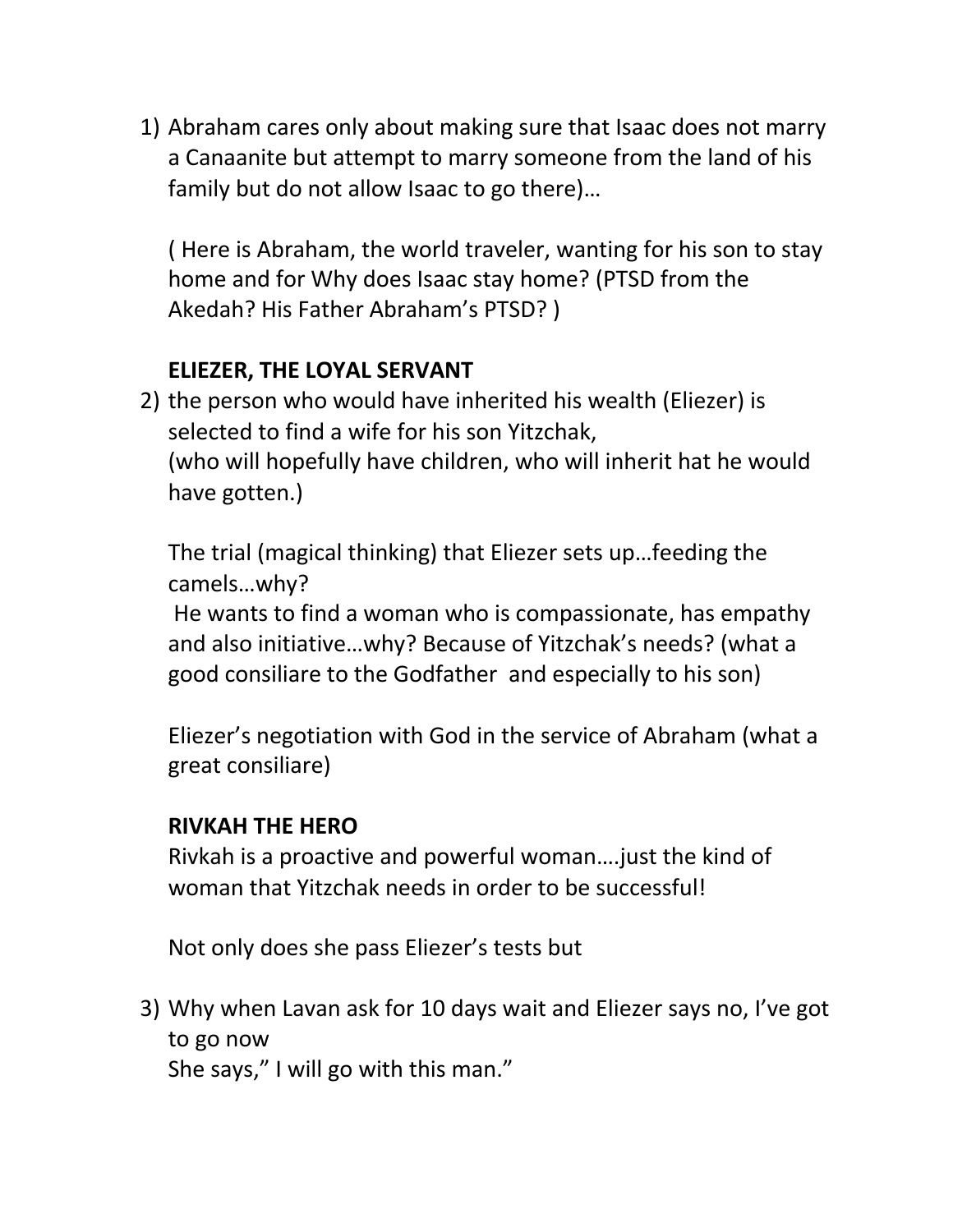1) Abraham cares only about making sure that Isaac does not marry a Canaanite but attempt to marry someone from the land of his family but do not allow Isaac to go there)…

   ( Here is Abraham, the world traveler, wanting for his son to stay home and for Why does Isaac stay home? (PTSD from the Akedah? His Father Abraham's PTSD? )

   **ELIEZER, THE LOYAL SERVANT**

2) the person who would have inherited his wealth (Eliezer) is selected to find a wife for his son Yitzchak,
   (who will hopefully have children, who will inherit hat he would have gotten.)

   The trial (magical thinking) that Eliezer sets up…feeding the camels…why?
   He wants to find a woman who is compassionate, has empathy and also initiative…why? Because of Yitzchak's needs? (what a good consiliare to the Godfather and especially to his son)

   Eliezer's negotiation with God in the service of Abraham (what a great consiliare)

   **RIVKAH THE HERO**

   Rivkah is a proactive and powerful woman….just the kind of woman that Yitzchak needs in order to be successful!

   Not only does she pass Eliezer's tests but

3) Why when Lavan ask for 10 days wait and Eliezer says no, I've got to go now
   She says," I will go with this man."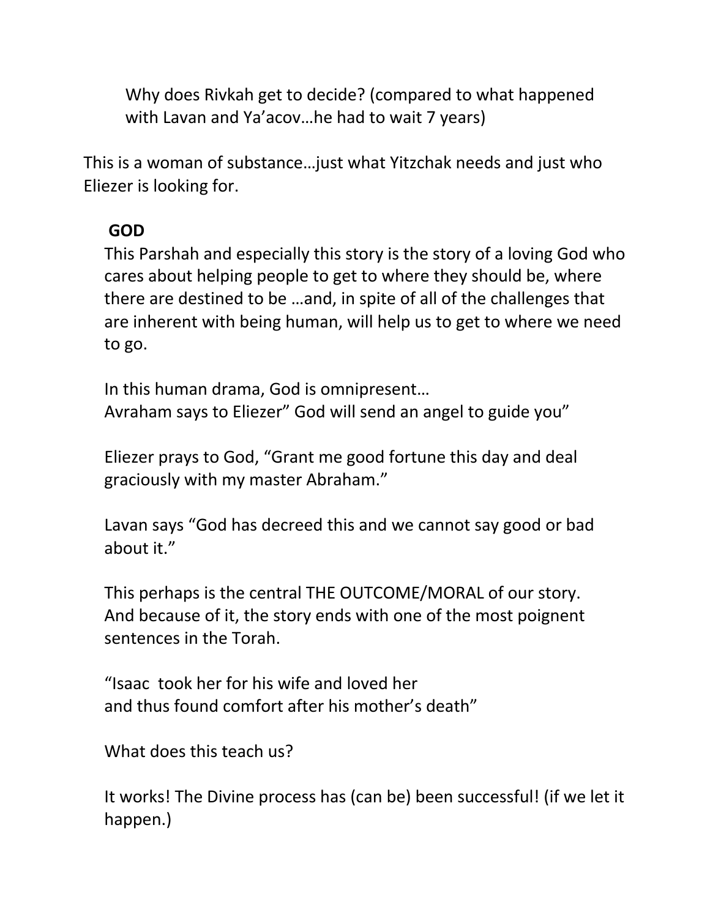Why does Rivkah get to decide? (compared to what happened with Lavan and Ya'acov…he had to wait 7 years)

This is a woman of substance…just what Yitzchak needs and just who Eliezer is looking for.

**GOD**

This Parshah and especially this story is the story of a loving God who cares about helping people to get to where they should be, where there are destined to be …and, in spite of all of the challenges that are inherent with being human, will help us to get to where we need to go.

In this human drama, God is omnipresent…
Avraham says to Eliezer" God will send an angel to guide you"

Eliezer prays to God, "Grant me good fortune this day and deal graciously with my master Abraham."

Lavan says "God has decreed this and we cannot say good or bad about it."

This perhaps is the central THE OUTCOME/MORAL of our story. And because of it, the story ends with one of the most poignent sentences in the Torah.

"Isaac took her for his wife and loved her
and thus found comfort after his mother's death"

What does this teach us?

It works! The Divine process has (can be) been successful! (if we let it happen.)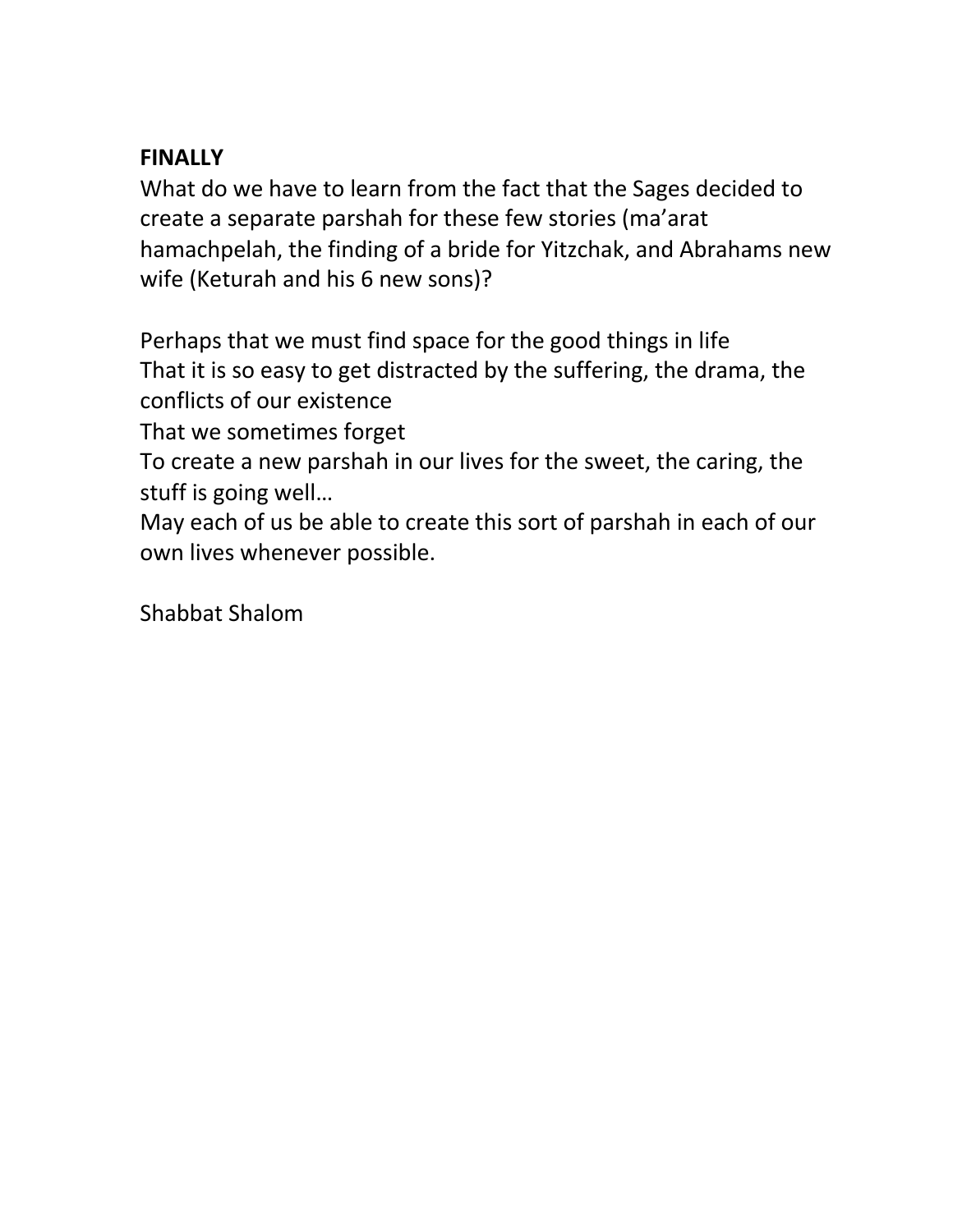**FINALLY**

What do we have to learn from the fact that the Sages decided to create a separate parshah for these few stories (ma'arat hamachpelah, the finding of a bride for Yitzchak, and Abrahams new wife (Keturah and his 6 new sons)?

Perhaps that we must find space for the good things in life
That it is so easy to get distracted by the suffering, the drama, the conflicts of our existence
That we sometimes forget
To create a new parshah in our lives for the sweet, the caring, the stuff is going well…
May each of us be able to create this sort of parshah in each of our own lives whenever possible.

Shabbat Shalom